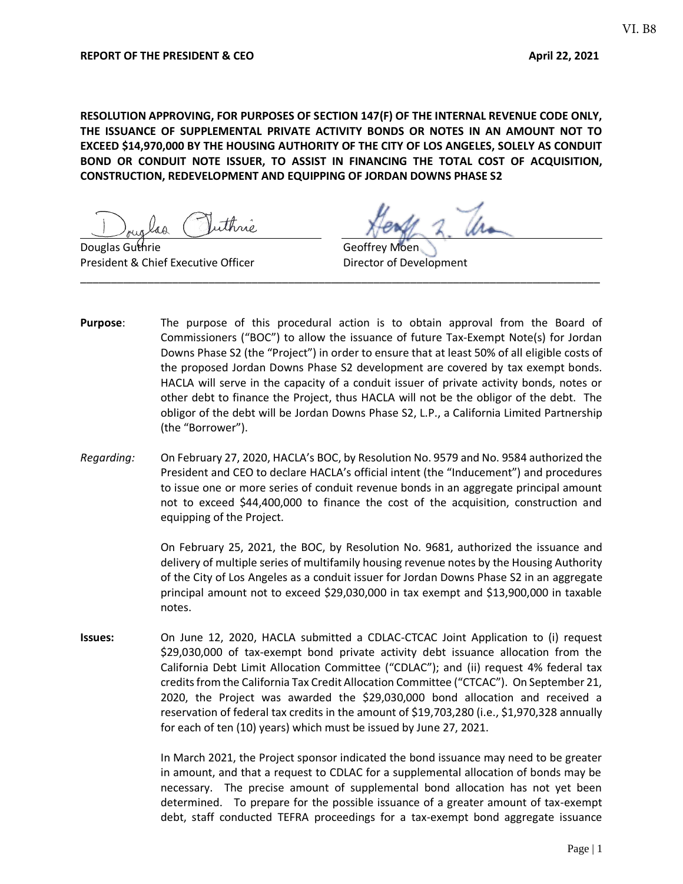**REPORT OF THE PRESIDENT & CEO** **April 22, 2021**

**RESOLUTION APPROVING, FOR PURPOSES OF SECTION 147(F) OF THE INTERNAL REVENUE CODE ONLY, THE ISSUANCE OF SUPPLEMENTAL PRIVATE ACTIVITY BONDS OR NOTES IN AN AMOUNT NOT TO EXCEED $14,970,000 BY THE HOUSING AUTHORITY OF THE CITY OF LOS ANGELES, SOLELY AS CONDUIT BOND OR CONDUIT NOTE ISSUER, TO ASSIST IN FINANCING THE TOTAL COST OF ACQUISITION, CONSTRUCTION, REDEVELOPMENT AND EQUIPPING OF JORDAN DOWNS PHASE S2**

Douglas Guthrie
President & Chief Executive Officer

Geoffrey Moen
Director of Development

---

**Purpose**: The purpose of this procedural action is to obtain approval from the Board of Commissioners ("BOC") to allow the issuance of future Tax-Exempt Note(s) for Jordan Downs Phase S2 (the "Project") in order to ensure that at least 50% of all eligible costs of the proposed Jordan Downs Phase S2 development are covered by tax exempt bonds. HACLA will serve in the capacity of a conduit issuer of private activity bonds, notes or other debt to finance the Project, thus HACLA will not be the obligor of the debt. The obligor of the debt will be Jordan Downs Phase S2, L.P., a California Limited Partnership (the "Borrower").

*Regarding:* On February 27, 2020, HACLA's BOC, by Resolution No. 9579 and No. 9584 authorized the President and CEO to declare HACLA's official intent (the "Inducement") and procedures to issue one or more series of conduit revenue bonds in an aggregate principal amount not to exceed $44,400,000 to finance the cost of the acquisition, construction and equipping of the Project.

On February 25, 2021, the BOC, by Resolution No. 9681, authorized the issuance and delivery of multiple series of multifamily housing revenue notes by the Housing Authority of the City of Los Angeles as a conduit issuer for Jordan Downs Phase S2 in an aggregate principal amount not to exceed $29,030,000 in tax exempt and $13,900,000 in taxable notes.

**Issues:** On June 12, 2020, HACLA submitted a CDLAC-CTCAC Joint Application to (i) request $29,030,000 of tax-exempt bond private activity debt issuance allocation from the California Debt Limit Allocation Committee ("CDLAC"); and (ii) request 4% federal tax credits from the California Tax Credit Allocation Committee ("CTCAC"). On September 21, 2020, the Project was awarded the $29,030,000 bond allocation and received a reservation of federal tax credits in the amount of $19,703,280 (i.e., $1,970,328 annually for each of ten (10) years) which must be issued by June 27, 2021.

In March 2021, the Project sponsor indicated the bond issuance may need to be greater in amount, and that a request to CDLAC for a supplemental allocation of bonds may be necessary. The precise amount of supplemental bond allocation has not yet been determined. To prepare for the possible issuance of a greater amount of tax-exempt debt, staff conducted TEFRA proceedings for a tax-exempt bond aggregate issuance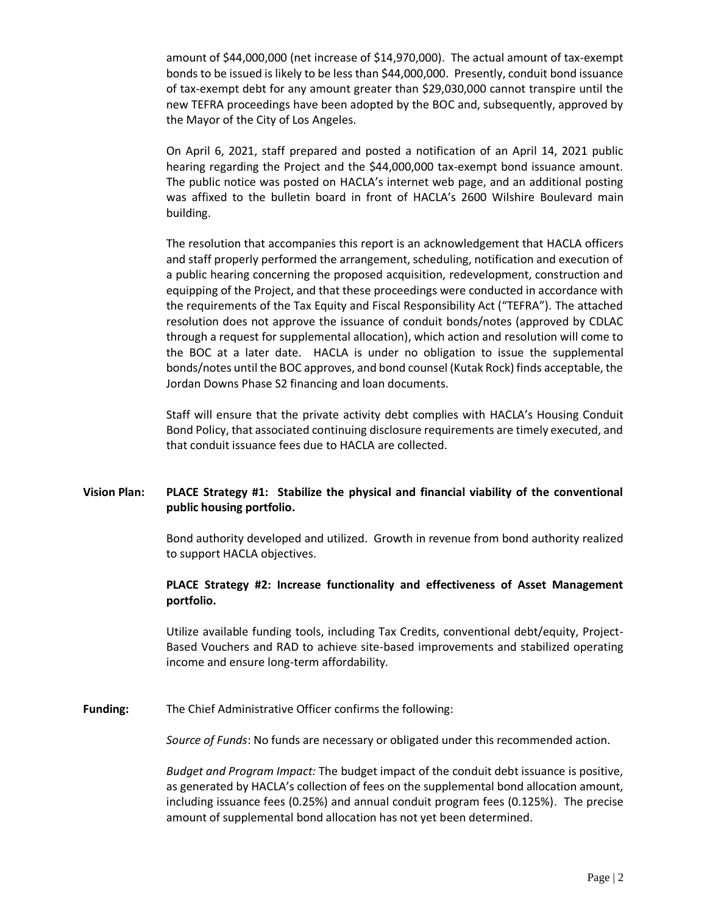amount of $44,000,000 (net increase of $14,970,000). The actual amount of tax-exempt bonds to be issued is likely to be less than $44,000,000. Presently, conduit bond issuance of tax-exempt debt for any amount greater than $29,030,000 cannot transpire until the new TEFRA proceedings have been adopted by the BOC and, subsequently, approved by the Mayor of the City of Los Angeles.

On April 6, 2021, staff prepared and posted a notification of an April 14, 2021 public hearing regarding the Project and the $44,000,000 tax-exempt bond issuance amount. The public notice was posted on HACLA's internet web page, and an additional posting was affixed to the bulletin board in front of HACLA's 2600 Wilshire Boulevard main building.

The resolution that accompanies this report is an acknowledgement that HACLA officers and staff properly performed the arrangement, scheduling, notification and execution of a public hearing concerning the proposed acquisition, redevelopment, construction and equipping of the Project, and that these proceedings were conducted in accordance with the requirements of the Tax Equity and Fiscal Responsibility Act ("TEFRA"). The attached resolution does not approve the issuance of conduit bonds/notes (approved by CDLAC through a request for supplemental allocation), which action and resolution will come to the BOC at a later date. HACLA is under no obligation to issue the supplemental bonds/notes until the BOC approves, and bond counsel (Kutak Rock) finds acceptable, the Jordan Downs Phase S2 financing and loan documents.

Staff will ensure that the private activity debt complies with HACLA's Housing Conduit Bond Policy, that associated continuing disclosure requirements are timely executed, and that conduit issuance fees due to HACLA are collected.

**Vision Plan:** **PLACE Strategy #1: Stabilize the physical and financial viability of the conventional public housing portfolio.**

Bond authority developed and utilized. Growth in revenue from bond authority realized to support HACLA objectives.

**PLACE Strategy #2: Increase functionality and effectiveness of Asset Management portfolio.**

Utilize available funding tools, including Tax Credits, conventional debt/equity, Project-Based Vouchers and RAD to achieve site-based improvements and stabilized operating income and ensure long-term affordability.

**Funding:** The Chief Administrative Officer confirms the following:

*Source of Funds*: No funds are necessary or obligated under this recommended action.

*Budget and Program Impact:* The budget impact of the conduit debt issuance is positive, as generated by HACLA's collection of fees on the supplemental bond allocation amount, including issuance fees (0.25%) and annual conduit program fees (0.125%). The precise amount of supplemental bond allocation has not yet been determined.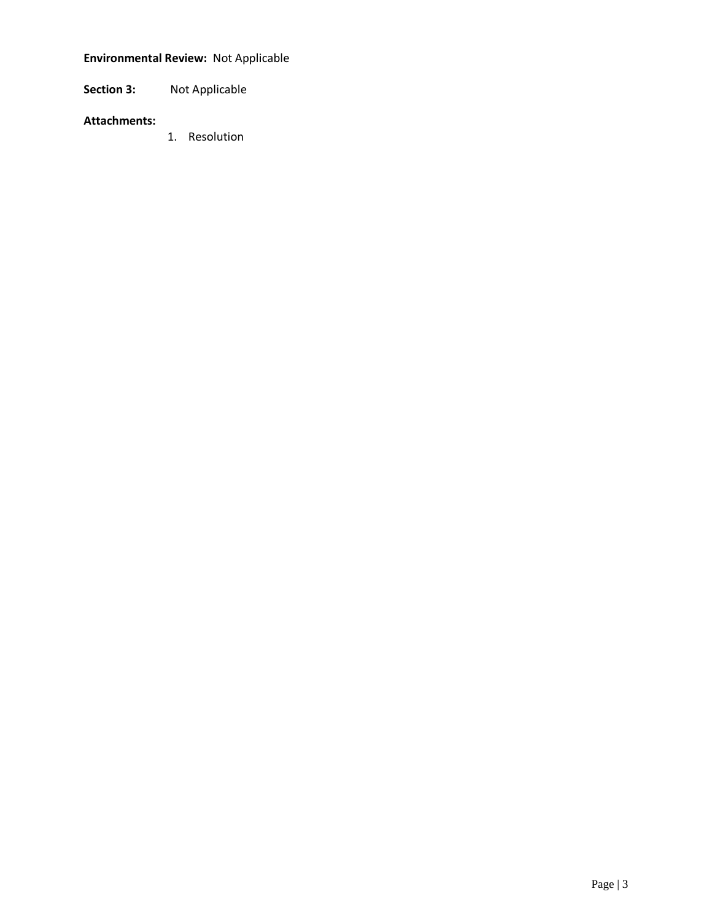**Environmental Review:** Not Applicable

**Section 3:** Not Applicable

**Attachments:**

1. Resolution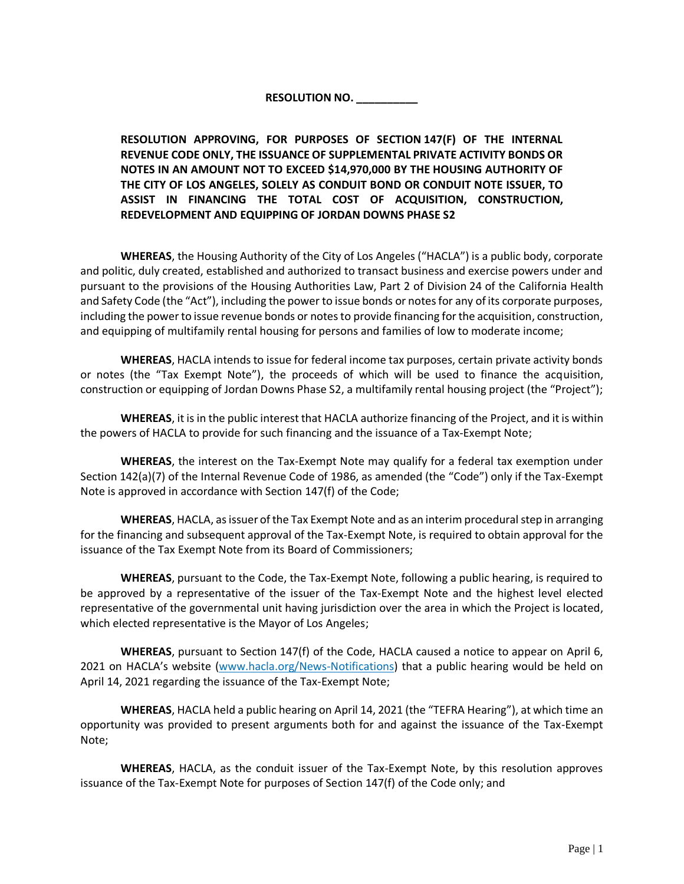**RESOLUTION NO. __________**

**RESOLUTION APPROVING, FOR PURPOSES OF SECTION 147(F) OF THE INTERNAL REVENUE CODE ONLY, THE ISSUANCE OF SUPPLEMENTAL PRIVATE ACTIVITY BONDS OR NOTES IN AN AMOUNT NOT TO EXCEED $14,970,000 BY THE HOUSING AUTHORITY OF THE CITY OF LOS ANGELES, SOLELY AS CONDUIT BOND OR CONDUIT NOTE ISSUER, TO ASSIST IN FINANCING THE TOTAL COST OF ACQUISITION, CONSTRUCTION, REDEVELOPMENT AND EQUIPPING OF JORDAN DOWNS PHASE S2**

**WHEREAS**, the Housing Authority of the City of Los Angeles ("HACLA") is a public body, corporate and politic, duly created, established and authorized to transact business and exercise powers under and pursuant to the provisions of the Housing Authorities Law, Part 2 of Division 24 of the California Health and Safety Code (the "Act"), including the power to issue bonds or notes for any of its corporate purposes, including the power to issue revenue bonds or notes to provide financing for the acquisition, construction, and equipping of multifamily rental housing for persons and families of low to moderate income;

**WHEREAS**, HACLA intends to issue for federal income tax purposes, certain private activity bonds or notes (the "Tax Exempt Note"), the proceeds of which will be used to finance the acquisition, construction or equipping of Jordan Downs Phase S2, a multifamily rental housing project (the "Project");

**WHEREAS**, it is in the public interest that HACLA authorize financing of the Project, and it is within the powers of HACLA to provide for such financing and the issuance of a Tax-Exempt Note;

**WHEREAS**, the interest on the Tax-Exempt Note may qualify for a federal tax exemption under Section 142(a)(7) of the Internal Revenue Code of 1986, as amended (the "Code") only if the Tax-Exempt Note is approved in accordance with Section 147(f) of the Code;

**WHEREAS**, HACLA, as issuer of the Tax Exempt Note and as an interim procedural step in arranging for the financing and subsequent approval of the Tax-Exempt Note, is required to obtain approval for the issuance of the Tax Exempt Note from its Board of Commissioners;

**WHEREAS**, pursuant to the Code, the Tax-Exempt Note, following a public hearing, is required to be approved by a representative of the issuer of the Tax-Exempt Note and the highest level elected representative of the governmental unit having jurisdiction over the area in which the Project is located, which elected representative is the Mayor of Los Angeles;

**WHEREAS**, pursuant to Section 147(f) of the Code, HACLA caused a notice to appear on April 6, 2021 on HACLA's website ([www.hacla.org/News-Notifications](http://www.hacla.org/News-Notifications)) that a public hearing would be held on April 14, 2021 regarding the issuance of the Tax-Exempt Note;

**WHEREAS**, HACLA held a public hearing on April 14, 2021 (the "TEFRA Hearing"), at which time an opportunity was provided to present arguments both for and against the issuance of the Tax-Exempt Note;

**WHEREAS**, HACLA, as the conduit issuer of the Tax-Exempt Note, by this resolution approves issuance of the Tax-Exempt Note for purposes of Section 147(f) of the Code only; and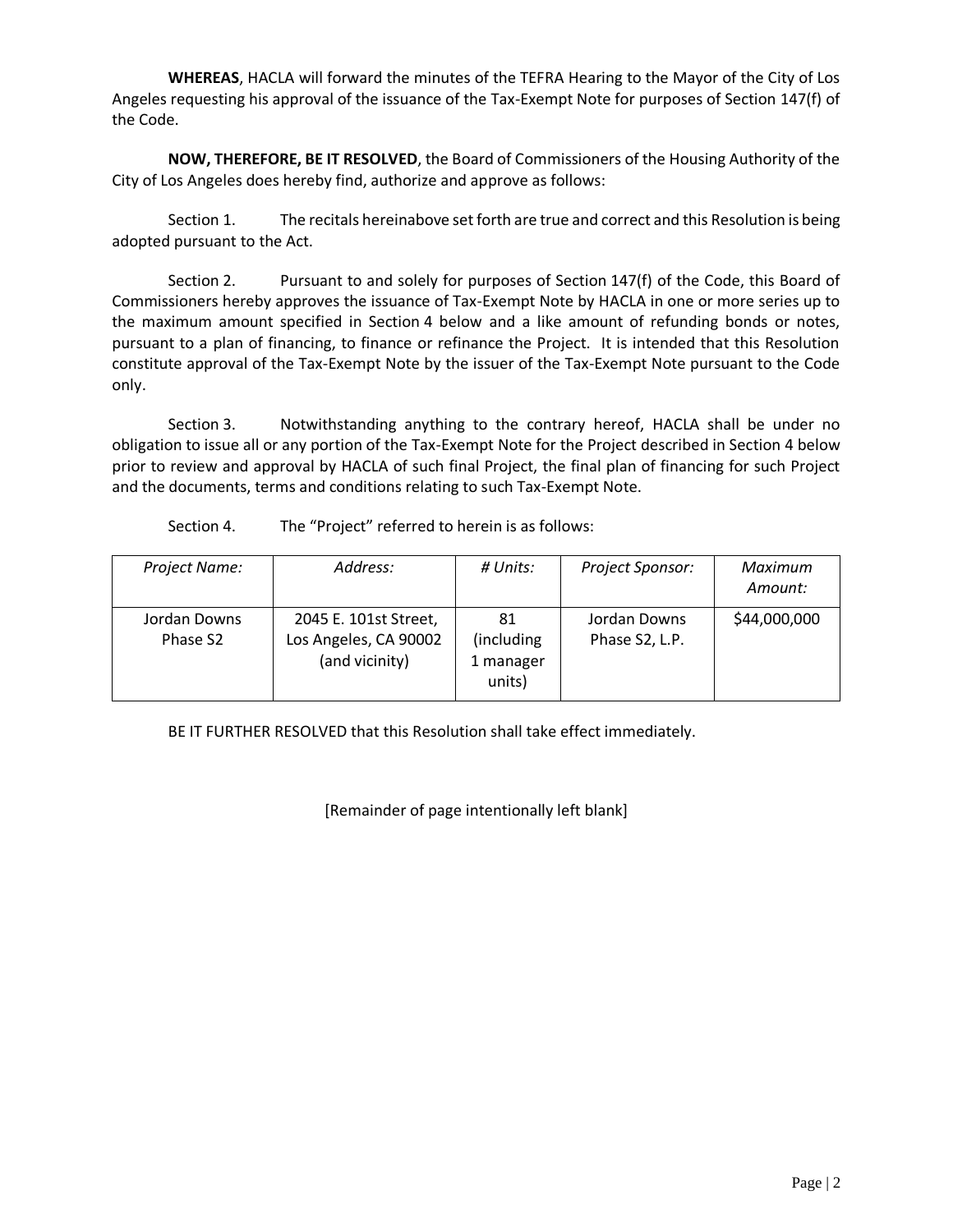**WHEREAS**, HACLA will forward the minutes of the TEFRA Hearing to the Mayor of the City of Los Angeles requesting his approval of the issuance of the Tax-Exempt Note for purposes of Section 147(f) of the Code.

**NOW, THEREFORE, BE IT RESOLVED**, the Board of Commissioners of the Housing Authority of the City of Los Angeles does hereby find, authorize and approve as follows:

Section 1. The recitals hereinabove set forth are true and correct and this Resolution is being adopted pursuant to the Act.

Section 2. Pursuant to and solely for purposes of Section 147(f) of the Code, this Board of Commissioners hereby approves the issuance of Tax-Exempt Note by HACLA in one or more series up to the maximum amount specified in Section 4 below and a like amount of refunding bonds or notes, pursuant to a plan of financing, to finance or refinance the Project. It is intended that this Resolution constitute approval of the Tax-Exempt Note by the issuer of the Tax-Exempt Note pursuant to the Code only.

Section 3. Notwithstanding anything to the contrary hereof, HACLA shall be under no obligation to issue all or any portion of the Tax-Exempt Note for the Project described in Section 4 below prior to review and approval by HACLA of such final Project, the final plan of financing for such Project and the documents, terms and conditions relating to such Tax-Exempt Note.

Section 4. The "Project" referred to herein is as follows:

| *Project Name:* | *Address:* | *# Units:* | *Project Sponsor:* | *Maximum Amount:* |
|---|---|---|---|---|
| Jordan Downs Phase S2 | 2045 E. 101st Street, Los Angeles, CA 90002 (and vicinity) | 81 (including 1 manager units) | Jordan Downs Phase S2, L.P. | $44,000,000 |

BE IT FURTHER RESOLVED that this Resolution shall take effect immediately.

[Remainder of page intentionally left blank]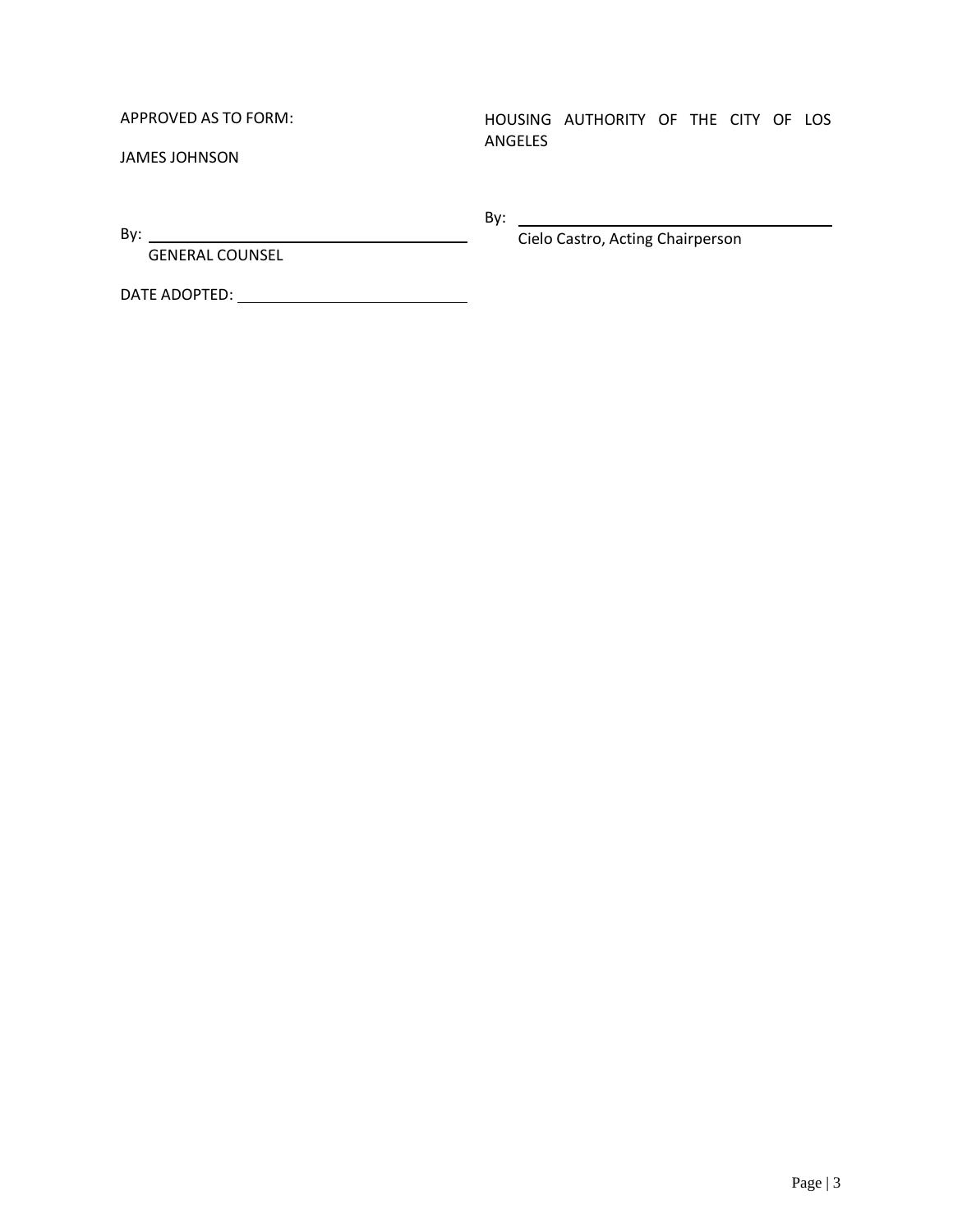APPROVED AS TO FORM:

JAMES JOHNSON

By: ______________________________________
GENERAL COUNSEL

DATE ADOPTED: __________________________

HOUSING AUTHORITY OF THE CITY OF LOS ANGELES

By: ______________________________________
Cielo Castro, Acting Chairperson